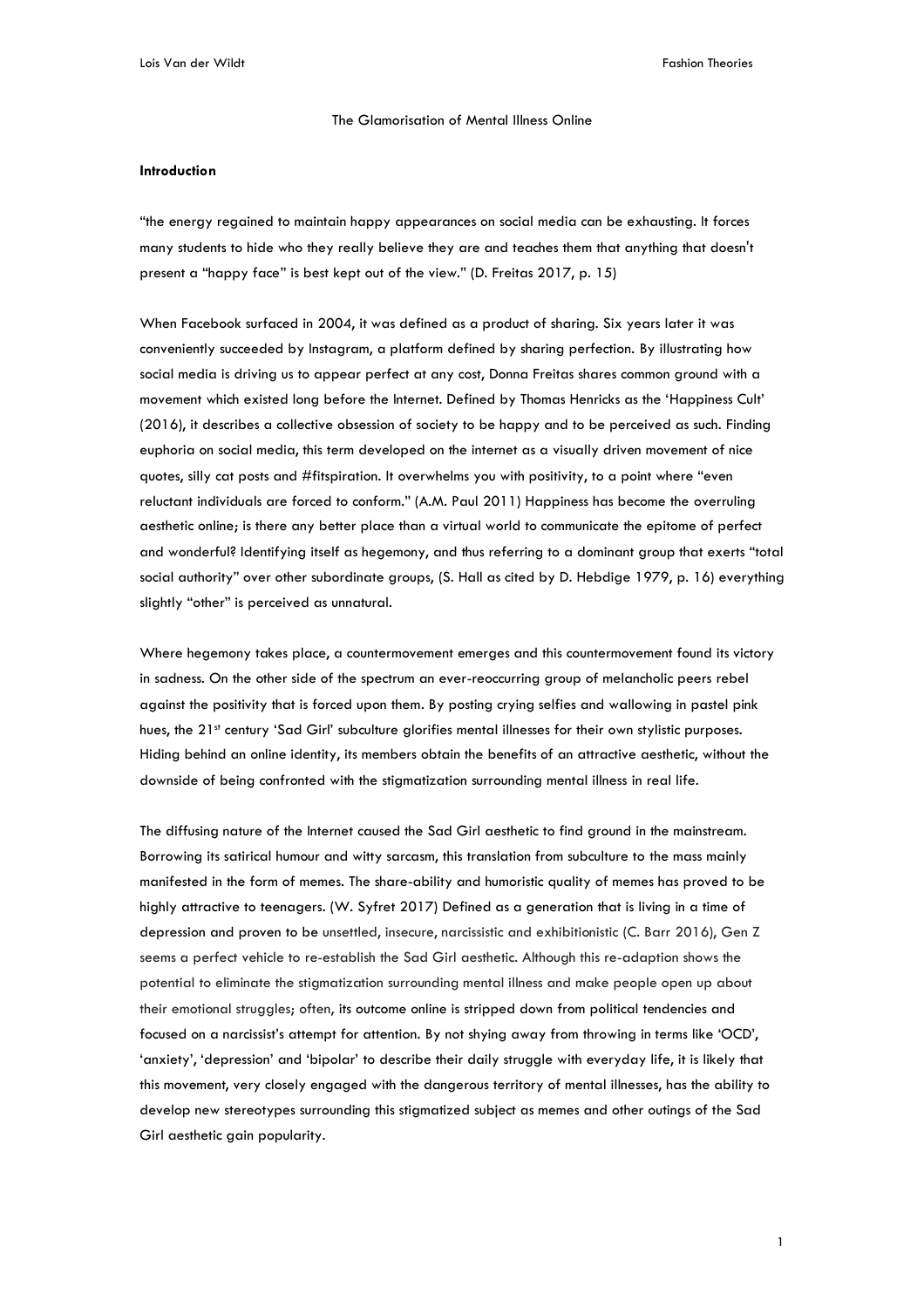# The Glamorisation of Mental Illness Online

## Introduction

"the energy regained to maintain happy appearances on social media can be exhausting. It forces many students to hide who they really believe they are and teaches them that anything that doesn't present a "happy face" is best kept out of the view." (D. Freitas 2017, p. 15)

When Facebook surfaced in 2004, it was defined as a product of sharing. Six years later it was conveniently succeeded by Instagram, a platform defined by sharing perfection. By illustrating how social media is driving us to appear perfect at any cost, Donna Freitas shares common ground with a movement which existed long before the Internet. Defined by Thomas Henricks as the 'Happiness Cult' (2016), it describes a collective obsession of society to be happy and to be perceived as such. Finding euphoria on social media, this term developed on the internet as a visually driven movement of nice quotes, silly cat posts and #fitspiration. It overwhelms you with positivity, to a point where "even reluctant individuals are forced to conform." (A.M. Paul 2011) Happiness has become the overruling aesthetic online; is there any better place than a virtual world to communicate the epitome of perfect and wonderful? Identifying itself as hegemony, and thus referring to a dominant group that exerts "total social authority" over other subordinate groups, (S. Hall as cited by D. Hebdige 1979, p. 16) everything slightly "other" is perceived as unnatural.

Where hegemony takes place, a countermovement emerges and this countermovement found its victory in sadness. On the other side of the spectrum an ever-reoccurring group of melancholic peers rebel against the positivity that is forced upon them. By posting crying selfies and wallowing in pastel pink hues, the 21st century 'Sad Girl' subculture glorifies mental illnesses for their own stylistic purposes. Hiding behind an online identity, its members obtain the benefits of an attractive aesthetic, without the downside of being confronted with the stigmatization surrounding mental illness in real life.

The diffusing nature of the Internet caused the Sad Girl aesthetic to find ground in the mainstream. Borrowing its satirical humour and witty sarcasm, this translation from subculture to the mass mainly manifested in the form of memes. The share-ability and humoristic quality of memes has proved to be highly attractive to teenagers. (W. Syfret 2017) Defined as a generation that is living in a time of depression and proven to be unsettled, insecure, narcissistic and exhibitionistic (C. Barr 2016), Gen Z seems a perfect vehicle to re-establish the Sad Girl aesthetic. Although this re-adaption shows the potential to eliminate the stigmatization surrounding mental illness and make people open up about their emotional struggles; often, its outcome online is stripped down from political tendencies and focused on a narcissist's attempt for attention. By not shying away from throwing in terms like 'OCD', 'anxiety', 'depression' and 'bipolar' to describe their daily struggle with everyday life, it is likely that this movement, very closely engaged with the dangerous territory of mental illnesses, has the ability to develop new stereotypes surrounding this stigmatized subject as memes and other outings of the Sad Girl aesthetic gain popularity.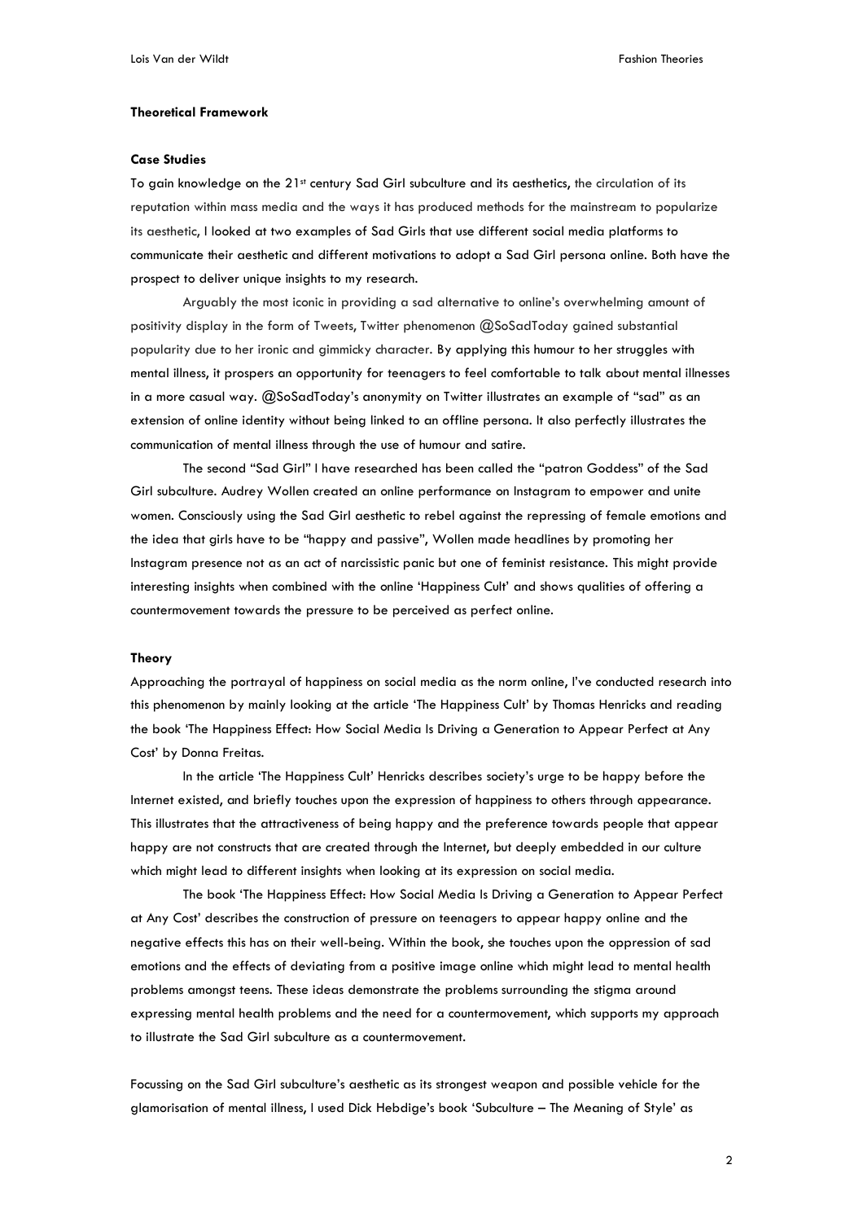**Theoretical Framework**

**Case Studies**

To gain knowledge on the 21st century Sad Girl subculture and its aesthetics, the circulation of its reputation within mass media and the ways it has produced methods for the mainstream to popularize its aesthetic, I looked at two examples of Sad Girls that use different social media platforms to communicate their aesthetic and different motivations to adopt a Sad Girl persona online. Both have the prospect to deliver unique insights to my research.

Arguably the most iconic in providing a sad alternative to online's overwhelming amount of positivity display in the form of Tweets, Twitter phenomenon @SoSadToday gained substantial popularity due to her ironic and gimmicky character. By applying this humour to her struggles with mental illness, it prospers an opportunity for teenagers to feel comfortable to talk about mental illnesses in a more casual way. @SoSadToday's anonymity on Twitter illustrates an example of "sad" as an extension of online identity without being linked to an offline persona. It also perfectly illustrates the communication of mental illness through the use of humour and satire.

The second "Sad Girl" I have researched has been called the "patron Goddess" of the Sad Girl subculture. Audrey Wollen created an online performance on Instagram to empower and unite women. Consciously using the Sad Girl aesthetic to rebel against the repressing of female emotions and the idea that girls have to be "happy and passive", Wollen made headlines by promoting her Instagram presence not as an act of narcissistic panic but one of feminist resistance. This might provide interesting insights when combined with the online 'Happiness Cult' and shows qualities of offering a countermovement towards the pressure to be perceived as perfect online.

**Theory**

Approaching the portrayal of happiness on social media as the norm online, I've conducted research into this phenomenon by mainly looking at the article 'The Happiness Cult' by Thomas Henricks and reading the book 'The Happiness Effect: How Social Media Is Driving a Generation to Appear Perfect at Any Cost' by Donna Freitas.

In the article 'The Happiness Cult' Henricks describes society's urge to be happy before the Internet existed, and briefly touches upon the expression of happiness to others through appearance. This illustrates that the attractiveness of being happy and the preference towards people that appear happy are not constructs that are created through the Internet, but deeply embedded in our culture which might lead to different insights when looking at its expression on social media.

The book 'The Happiness Effect: How Social Media Is Driving a Generation to Appear Perfect at Any Cost' describes the construction of pressure on teenagers to appear happy online and the negative effects this has on their well-being. Within the book, she touches upon the oppression of sad emotions and the effects of deviating from a positive image online which might lead to mental health problems amongst teens. These ideas demonstrate the problems surrounding the stigma around expressing mental health problems and the need for a countermovement, which supports my approach to illustrate the Sad Girl subculture as a countermovement.

Focussing on the Sad Girl subculture's aesthetic as its strongest weapon and possible vehicle for the glamorisation of mental illness, I used Dick Hebdige's book 'Subculture – The Meaning of Style' as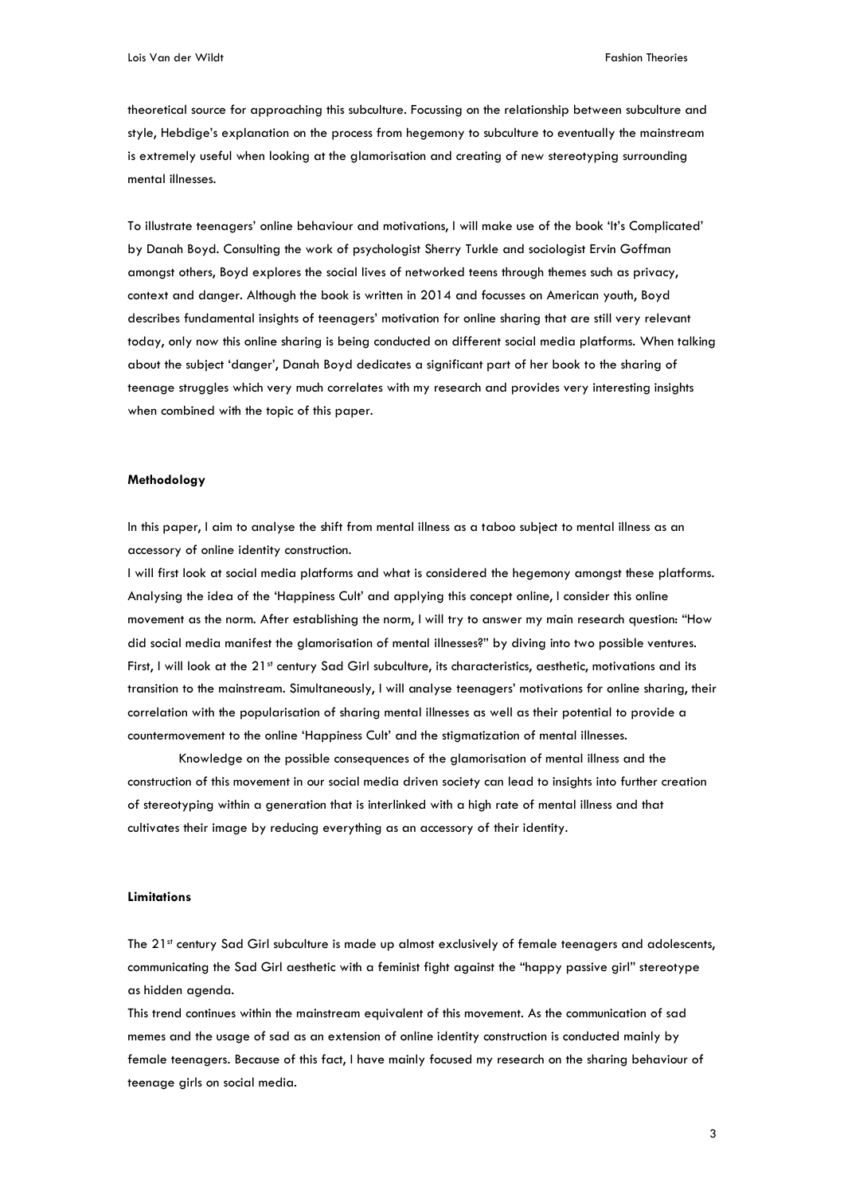theoretical source for approaching this subculture. Focussing on the relationship between subculture and style, Hebdige's explanation on the process from hegemony to subculture to eventually the mainstream is extremely useful when looking at the glamorisation and creating of new stereotyping surrounding mental illnesses.

To illustrate teenagers' online behaviour and motivations, I will make use of the book 'It's Complicated' by Danah Boyd. Consulting the work of psychologist Sherry Turkle and sociologist Ervin Goffman amongst others, Boyd explores the social lives of networked teens through themes such as privacy, context and danger. Although the book is written in 2014 and focusses on American youth, Boyd describes fundamental insights of teenagers' motivation for online sharing that are still very relevant today, only now this online sharing is being conducted on different social media platforms. When talking about the subject 'danger', Danah Boyd dedicates a significant part of her book to the sharing of teenage struggles which very much correlates with my research and provides very interesting insights when combined with the topic of this paper.

**Methodology**

In this paper, I aim to analyse the shift from mental illness as a taboo subject to mental illness as an accessory of online identity construction.

I will first look at social media platforms and what is considered the hegemony amongst these platforms. Analysing the idea of the 'Happiness Cult' and applying this concept online, I consider this online movement as the norm. After establishing the norm, I will try to answer my main research question: "How did social media manifest the glamorisation of mental illnesses?" by diving into two possible ventures. First, I will look at the 21st century Sad Girl subculture, its characteristics, aesthetic, motivations and its transition to the mainstream. Simultaneously, I will analyse teenagers' motivations for online sharing, their correlation with the popularisation of sharing mental illnesses as well as their potential to provide a countermovement to the online 'Happiness Cult' and the stigmatization of mental illnesses.

Knowledge on the possible consequences of the glamorisation of mental illness and the construction of this movement in our social media driven society can lead to insights into further creation of stereotyping within a generation that is interlinked with a high rate of mental illness and that cultivates their image by reducing everything as an accessory of their identity.

**Limitations**

The 21st century Sad Girl subculture is made up almost exclusively of female teenagers and adolescents, communicating the Sad Girl aesthetic with a feminist fight against the "happy passive girl" stereotype as hidden agenda.

This trend continues within the mainstream equivalent of this movement. As the communication of sad memes and the usage of sad as an extension of online identity construction is conducted mainly by female teenagers. Because of this fact, I have mainly focused my research on the sharing behaviour of teenage girls on social media.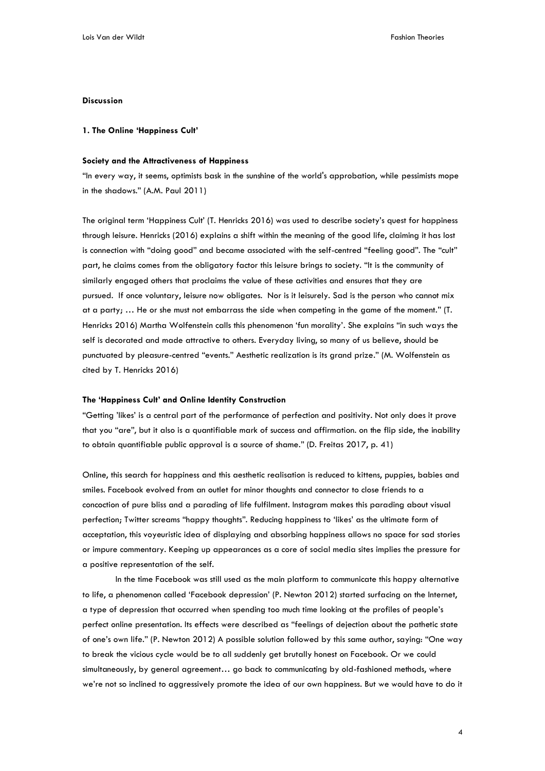**Discussion**

**1. The Online 'Happiness Cult'**

**Society and the Attractiveness of Happiness**

"In every way, it seems, optimists bask in the sunshine of the world's approbation, while pessimists mope in the shadows." (A.M. Paul 2011)

The original term 'Happiness Cult' (T. Henricks 2016) was used to describe society's quest for happiness through leisure. Henricks (2016) explains a shift within the meaning of the good life, claiming it has lost is connection with "doing good" and became associated with the self-centred "feeling good". The "cult" part, he claims comes from the obligatory factor this leisure brings to society. "It is the community of similarly engaged others that proclaims the value of these activities and ensures that they are pursued. If once voluntary, leisure now obligates. Nor is it leisurely. Sad is the person who cannot mix at a party; … He or she must not embarrass the side when competing in the game of the moment." (T. Henricks 2016) Martha Wolfenstein calls this phenomenon 'fun morality'. She explains "in such ways the self is decorated and made attractive to others. Everyday living, so many of us believe, should be punctuated by pleasure-centred "events." Aesthetic realization is its grand prize." (M. Wolfenstein as cited by T. Henricks 2016)

**The 'Happiness Cult' and Online Identity Construction**

"Getting 'likes' is a central part of the performance of perfection and positivity. Not only does it prove that you "are", but it also is a quantifiable mark of success and affirmation. on the flip side, the inability to obtain quantifiable public approval is a source of shame." (D. Freitas 2017, p. 41)

Online, this search for happiness and this aesthetic realisation is reduced to kittens, puppies, babies and smiles. Facebook evolved from an outlet for minor thoughts and connector to close friends to a concoction of pure bliss and a parading of life fulfilment. Instagram makes this parading about visual perfection; Twitter screams "happy thoughts". Reducing happiness to 'likes' as the ultimate form of acceptation, this voyeuristic idea of displaying and absorbing happiness allows no space for sad stories or impure commentary. Keeping up appearances as a core of social media sites implies the pressure for a positive representation of the self.

In the time Facebook was still used as the main platform to communicate this happy alternative to life, a phenomenon called 'Facebook depression' (P. Newton 2012) started surfacing on the Internet, a type of depression that occurred when spending too much time looking at the profiles of people's perfect online presentation. Its effects were described as "feelings of dejection about the pathetic state of one's own life." (P. Newton 2012) A possible solution followed by this same author, saying: "One way to break the vicious cycle would be to all suddenly get brutally honest on Facebook. Or we could simultaneously, by general agreement… go back to communicating by old-fashioned methods, where we're not so inclined to aggressively promote the idea of our own happiness. But we would have to do it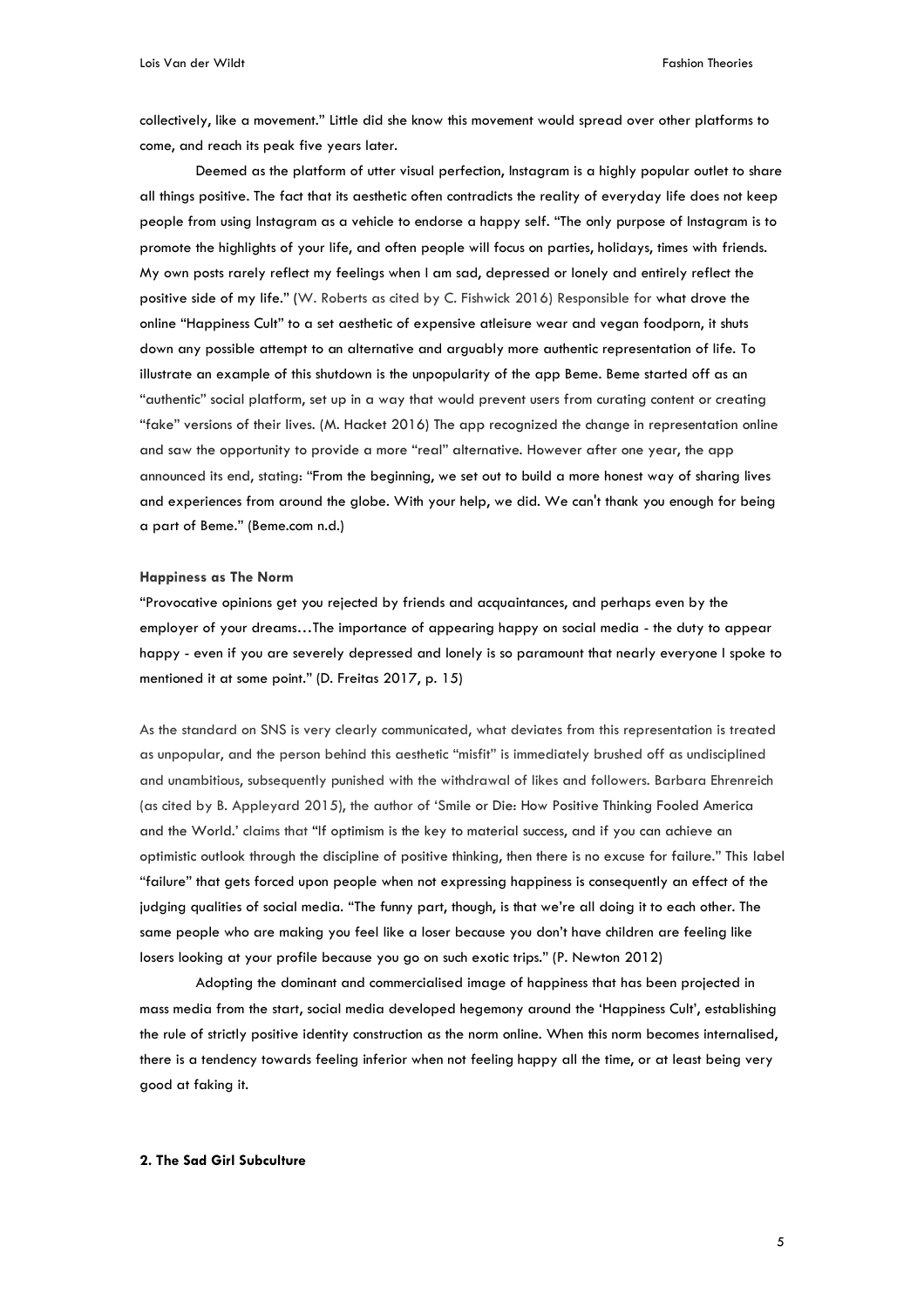collectively, like a movement." Little did she know this movement would spread over other platforms to come, and reach its peak five years later.

Deemed as the platform of utter visual perfection, Instagram is a highly popular outlet to share all things positive. The fact that its aesthetic often contradicts the reality of everyday life does not keep people from using Instagram as a vehicle to endorse a happy self. "The only purpose of Instagram is to promote the highlights of your life, and often people will focus on parties, holidays, times with friends. My own posts rarely reflect my feelings when I am sad, depressed or lonely and entirely reflect the positive side of my life." (W. Roberts as cited by C. Fishwick 2016) Responsible for what drove the online "Happiness Cult" to a set aesthetic of expensive atleisure wear and vegan foodporn, it shuts down any possible attempt to an alternative and arguably more authentic representation of life. To illustrate an example of this shutdown is the unpopularity of the app Beme. Beme started off as an "authentic" social platform, set up in a way that would prevent users from curating content or creating "fake" versions of their lives. (M. Hacket 2016) The app recognized the change in representation online and saw the opportunity to provide a more "real" alternative. However after one year, the app announced its end, stating: "From the beginning, we set out to build a more honest way of sharing lives and experiences from around the globe. With your help, we did. We can't thank you enough for being a part of Beme." (Beme.com n.d.)

**Happiness as The Norm**

"Provocative opinions get you rejected by friends and acquaintances, and perhaps even by the employer of your dreams…The importance of appearing happy on social media - the duty to appear happy - even if you are severely depressed and lonely is so paramount that nearly everyone I spoke to mentioned it at some point." (D. Freitas 2017, p. 15)

As the standard on SNS is very clearly communicated, what deviates from this representation is treated as unpopular, and the person behind this aesthetic "misfit" is immediately brushed off as undisciplined and unambitious, subsequently punished with the withdrawal of likes and followers. Barbara Ehrenreich (as cited by B. Appleyard 2015), the author of 'Smile or Die: How Positive Thinking Fooled America and the World.' claims that "If optimism is the key to material success, and if you can achieve an optimistic outlook through the discipline of positive thinking, then there is no excuse for failure." This label "failure" that gets forced upon people when not expressing happiness is consequently an effect of the judging qualities of social media. "The funny part, though, is that we're all doing it to each other. The same people who are making you feel like a loser because you don't have children are feeling like losers looking at your profile because you go on such exotic trips." (P. Newton 2012)

Adopting the dominant and commercialised image of happiness that has been projected in mass media from the start, social media developed hegemony around the 'Happiness Cult', establishing the rule of strictly positive identity construction as the norm online. When this norm becomes internalised, there is a tendency towards feeling inferior when not feeling happy all the time, or at least being very good at faking it.

**2. The Sad Girl Subculture**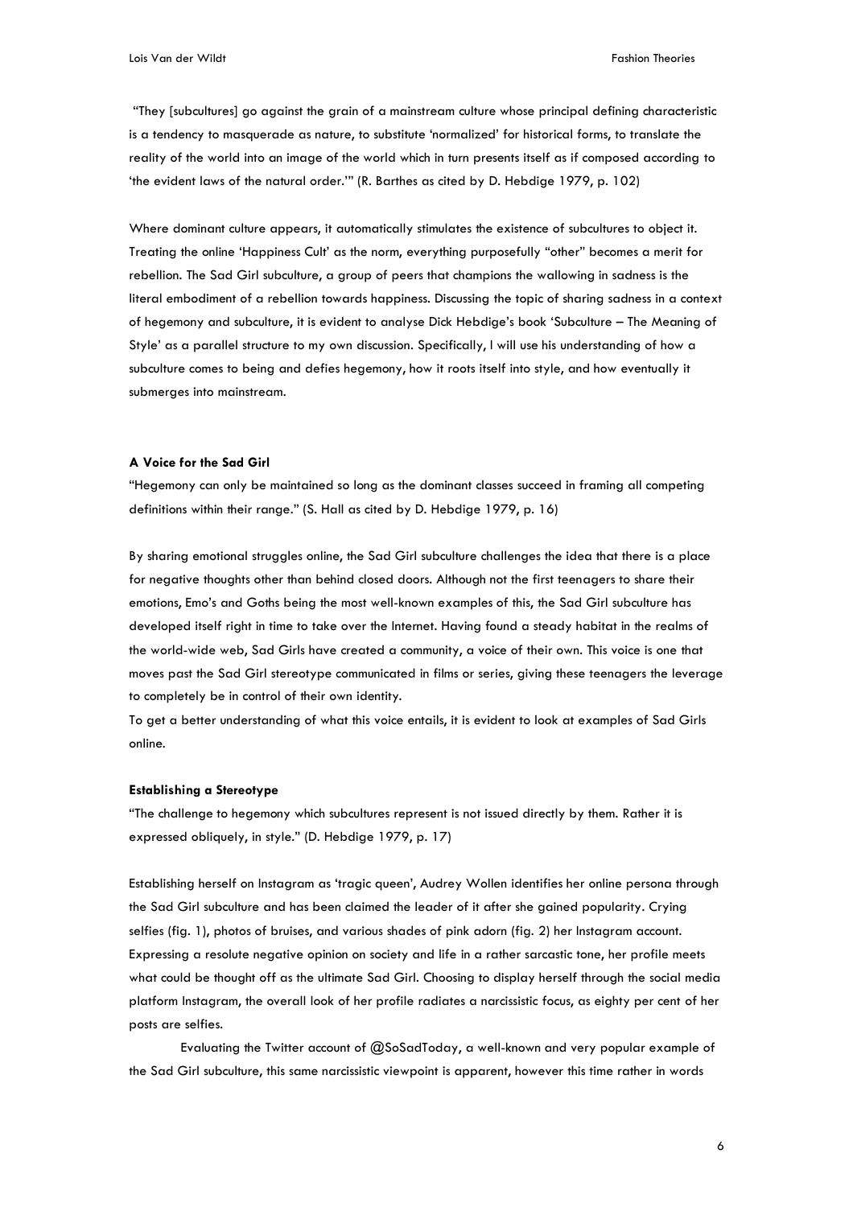"They [subcultures] go against the grain of a mainstream culture whose principal defining characteristic is a tendency to masquerade as nature, to substitute 'normalized' for historical forms, to translate the reality of the world into an image of the world which in turn presents itself as if composed according to 'the evident laws of the natural order.'" (R. Barthes as cited by D. Hebdige 1979, p. 102)

Where dominant culture appears, it automatically stimulates the existence of subcultures to object it. Treating the online 'Happiness Cult' as the norm, everything purposefully "other" becomes a merit for rebellion. The Sad Girl subculture, a group of peers that champions the wallowing in sadness is the literal embodiment of a rebellion towards happiness. Discussing the topic of sharing sadness in a context of hegemony and subculture, it is evident to analyse Dick Hebdige's book 'Subculture – The Meaning of Style' as a parallel structure to my own discussion. Specifically, I will use his understanding of how a subculture comes to being and defies hegemony, how it roots itself into style, and how eventually it submerges into mainstream.

**A Voice for the Sad Girl**

"Hegemony can only be maintained so long as the dominant classes succeed in framing all competing definitions within their range." (S. Hall as cited by D. Hebdige 1979, p. 16)

By sharing emotional struggles online, the Sad Girl subculture challenges the idea that there is a place for negative thoughts other than behind closed doors. Although not the first teenagers to share their emotions, Emo's and Goths being the most well-known examples of this, the Sad Girl subculture has developed itself right in time to take over the Internet. Having found a steady habitat in the realms of the world-wide web, Sad Girls have created a community, a voice of their own. This voice is one that moves past the Sad Girl stereotype communicated in films or series, giving these teenagers the leverage to completely be in control of their own identity.
To get a better understanding of what this voice entails, it is evident to look at examples of Sad Girls online.

**Establishing a Stereotype**

"The challenge to hegemony which subcultures represent is not issued directly by them. Rather it is expressed obliquely, in style." (D. Hebdige 1979, p. 17)

Establishing herself on Instagram as 'tragic queen', Audrey Wollen identifies her online persona through the Sad Girl subculture and has been claimed the leader of it after she gained popularity. Crying selfies (fig. 1), photos of bruises, and various shades of pink adorn (fig. 2) her Instagram account. Expressing a resolute negative opinion on society and life in a rather sarcastic tone, her profile meets what could be thought off as the ultimate Sad Girl. Choosing to display herself through the social media platform Instagram, the overall look of her profile radiates a narcissistic focus, as eighty per cent of her posts are selfies.

Evaluating the Twitter account of @SoSadToday, a well-known and very popular example of the Sad Girl subculture, this same narcissistic viewpoint is apparent, however this time rather in words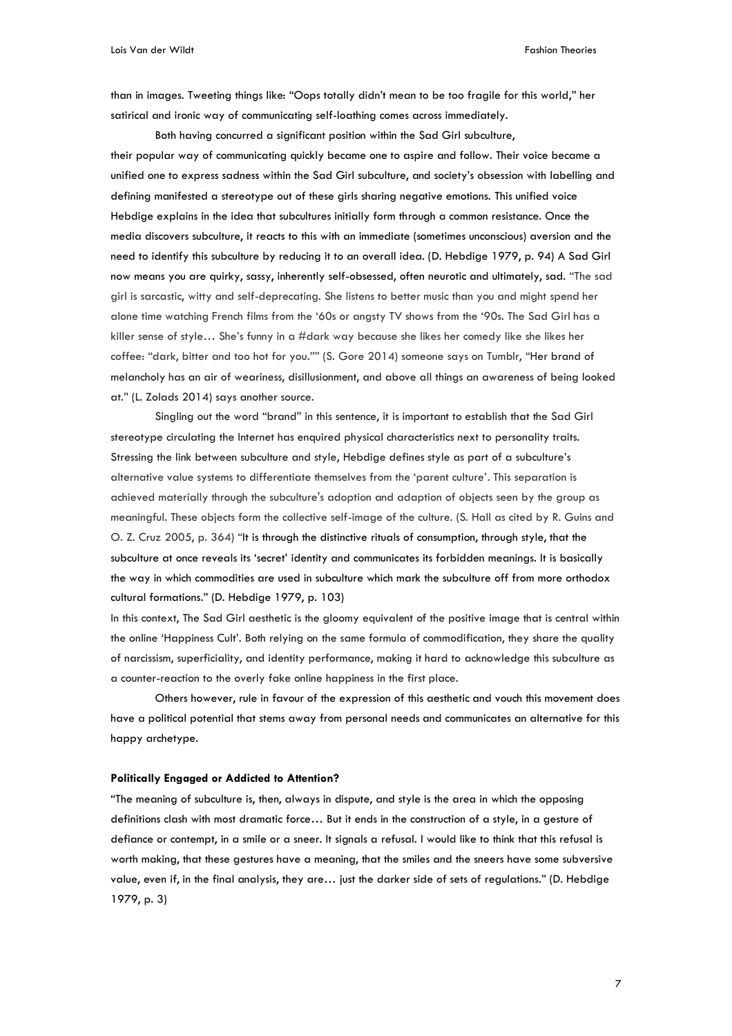than in images. Tweeting things like: "Oops totally didn't mean to be too fragile for this world," her satirical and ironic way of communicating self-loathing comes across immediately.

Both having concurred a significant position within the Sad Girl subculture, their popular way of communicating quickly became one to aspire and follow. Their voice became a unified one to express sadness within the Sad Girl subculture, and society's obsession with labelling and defining manifested a stereotype out of these girls sharing negative emotions. This unified voice Hebdige explains in the idea that subcultures initially form through a common resistance. Once the media discovers subculture, it reacts to this with an immediate (sometimes unconscious) aversion and the need to identify this subculture by reducing it to an overall idea. (D. Hebdige 1979, p. 94) A Sad Girl now means you are quirky, sassy, inherently self-obsessed, often neurotic and ultimately, sad. "The sad girl is sarcastic, witty and self-deprecating. She listens to better music than you and might spend her alone time watching French films from the '60s or angsty TV shows from the '90s. The Sad Girl has a killer sense of style… She's funny in a #dark way because she likes her comedy like she likes her coffee: "dark, bitter and too hot for you."" (S. Gore 2014) someone says on Tumblr, "Her brand of melancholy has an air of weariness, disillusionment, and above all things an awareness of being looked at." (L. Zolads 2014) says another source.

Singling out the word "brand" in this sentence, it is important to establish that the Sad Girl stereotype circulating the Internet has enquired physical characteristics next to personality traits. Stressing the link between subculture and style, Hebdige defines style as part of a subculture's alternative value systems to differentiate themselves from the 'parent culture'. This separation is achieved materially through the subculture's adoption and adaption of objects seen by the group as meaningful. These objects form the collective self-image of the culture. (S. Hall as cited by R. Guins and O. Z. Cruz 2005, p. 364) "It is through the distinctive rituals of consumption, through style, that the subculture at once reveals its 'secret' identity and communicates its forbidden meanings. It is basically the way in which commodities are used in subculture which mark the subculture off from more orthodox cultural formations." (D. Hebdige 1979, p. 103)

In this context, The Sad Girl aesthetic is the gloomy equivalent of the positive image that is central within the online 'Happiness Cult'. Both relying on the same formula of commodification, they share the quality of narcissism, superficiality, and identity performance, making it hard to acknowledge this subculture as a counter-reaction to the overly fake online happiness in the first place.

Others however, rule in favour of the expression of this aesthetic and vouch this movement does have a political potential that stems away from personal needs and communicates an alternative for this happy archetype.

**Politically Engaged or Addicted to Attention?**

"The meaning of subculture is, then, always in dispute, and style is the area in which the opposing definitions clash with most dramatic force… But it ends in the construction of a style, in a gesture of defiance or contempt, in a smile or a sneer. It signals a refusal. I would like to think that this refusal is worth making, that these gestures have a meaning, that the smiles and the sneers have some subversive value, even if, in the final analysis, they are… just the darker side of sets of regulations." (D. Hebdige 1979, p. 3)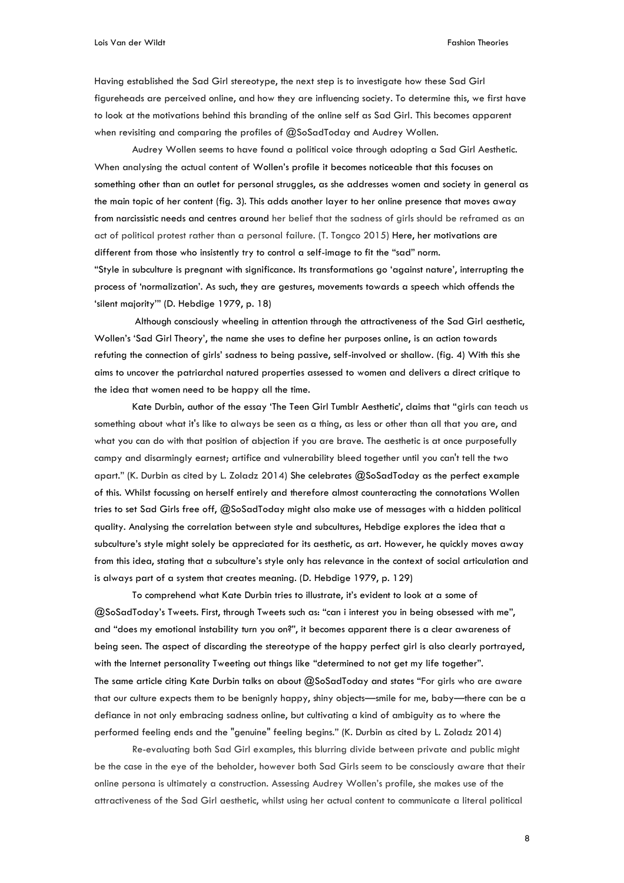Having established the Sad Girl stereotype, the next step is to investigate how these Sad Girl figureheads are perceived online, and how they are influencing society. To determine this, we first have to look at the motivations behind this branding of the online self as Sad Girl. This becomes apparent when revisiting and comparing the profiles of @SoSadToday and Audrey Wollen.

Audrey Wollen seems to have found a political voice through adopting a Sad Girl Aesthetic. When analysing the actual content of Wollen's profile it becomes noticeable that this focuses on something other than an outlet for personal struggles, as she addresses women and society in general as the main topic of her content (fig. 3). This adds another layer to her online presence that moves away from narcissistic needs and centres around her belief that the sadness of girls should be reframed as an act of political protest rather than a personal failure. (T. Tongco 2015) Here, her motivations are different from those who insistently try to control a self-image to fit the "sad" norm.

"Style in subculture is pregnant with significance. Its transformations go 'against nature', interrupting the process of 'normalization'. As such, they are gestures, movements towards a speech which offends the 'silent majority'" (D. Hebdige 1979, p. 18)

Although consciously wheeling in attention through the attractiveness of the Sad Girl aesthetic, Wollen's 'Sad Girl Theory', the name she uses to define her purposes online, is an action towards refuting the connection of girls' sadness to being passive, self-involved or shallow. (fig. 4) With this she aims to uncover the patriarchal natured properties assessed to women and delivers a direct critique to the idea that women need to be happy all the time.

Kate Durbin, author of the essay 'The Teen Girl Tumblr Aesthetic', claims that "girls can teach us something about what it's like to always be seen as a thing, as less or other than all that you are, and what you can do with that position of abjection if you are brave. The aesthetic is at once purposefully campy and disarmingly earnest; artifice and vulnerability bleed together until you can't tell the two apart." (K. Durbin as cited by L. Zoladz 2014) She celebrates @SoSadToday as the perfect example of this. Whilst focussing on herself entirely and therefore almost counteracting the connotations Wollen tries to set Sad Girls free off, @SoSadToday might also make use of messages with a hidden political quality. Analysing the correlation between style and subcultures, Hebdige explores the idea that a subculture's style might solely be appreciated for its aesthetic, as art. However, he quickly moves away from this idea, stating that a subculture's style only has relevance in the context of social articulation and is always part of a system that creates meaning. (D. Hebdige 1979, p. 129)

To comprehend what Kate Durbin tries to illustrate, it's evident to look at a some of @SoSadToday's Tweets. First, through Tweets such as: "can i interest you in being obsessed with me", and "does my emotional instability turn you on?", it becomes apparent there is a clear awareness of being seen. The aspect of discarding the stereotype of the happy perfect girl is also clearly portrayed, with the Internet personality Tweeting out things like "determined to not get my life together".
The same article citing Kate Durbin talks on about @SoSadToday and states "For girls who are aware that our culture expects them to be benignly happy, shiny objects—smile for me, baby—there can be a defiance in not only embracing sadness online, but cultivating a kind of ambiguity as to where the performed feeling ends and the "genuine" feeling begins." (K. Durbin as cited by L. Zoladz 2014)

Re-evaluating both Sad Girl examples, this blurring divide between private and public might be the case in the eye of the beholder, however both Sad Girls seem to be consciously aware that their online persona is ultimately a construction. Assessing Audrey Wollen's profile, she makes use of the attractiveness of the Sad Girl aesthetic, whilst using her actual content to communicate a literal political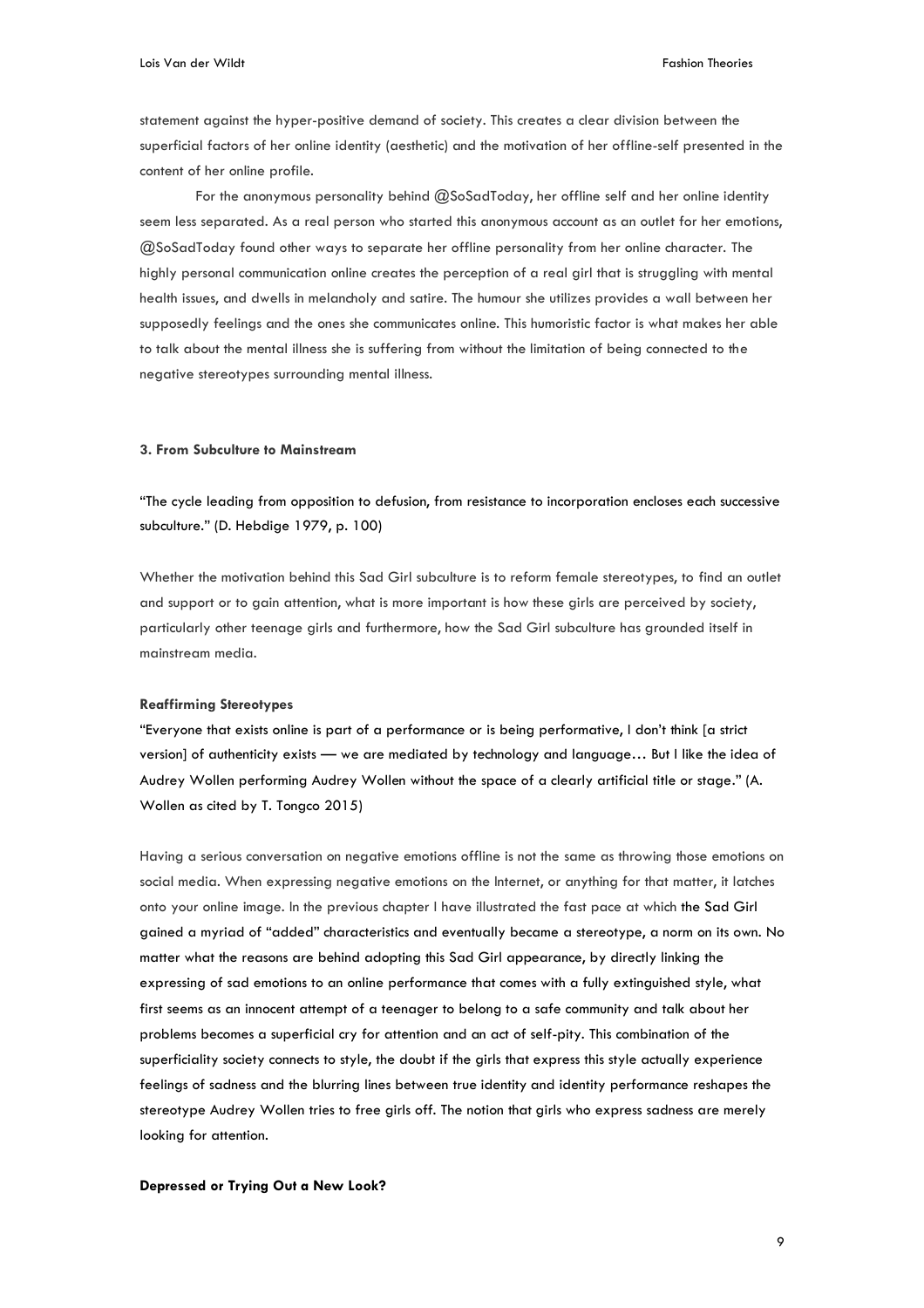statement against the hyper-positive demand of society. This creates a clear division between the superficial factors of her online identity (aesthetic) and the motivation of her offline-self presented in the content of her online profile.

For the anonymous personality behind @SoSadToday, her offline self and her online identity seem less separated. As a real person who started this anonymous account as an outlet for her emotions, @SoSadToday found other ways to separate her offline personality from her online character. The highly personal communication online creates the perception of a real girl that is struggling with mental health issues, and dwells in melancholy and satire. The humour she utilizes provides a wall between her supposedly feelings and the ones she communicates online. This humoristic factor is what makes her able to talk about the mental illness she is suffering from without the limitation of being connected to the negative stereotypes surrounding mental illness.

## 3. From Subculture to Mainstream

"The cycle leading from opposition to defusion, from resistance to incorporation encloses each successive subculture." (D. Hebdige 1979, p. 100)

Whether the motivation behind this Sad Girl subculture is to reform female stereotypes, to find an outlet and support or to gain attention, what is more important is how these girls are perceived by society, particularly other teenage girls and furthermore, how the Sad Girl subculture has grounded itself in mainstream media.

### Reaffirming Stereotypes

"Everyone that exists online is part of a performance or is being performative, I don't think [a strict version] of authenticity exists — we are mediated by technology and language… But I like the idea of Audrey Wollen performing Audrey Wollen without the space of a clearly artificial title or stage." (A. Wollen as cited by T. Tongco 2015)

Having a serious conversation on negative emotions offline is not the same as throwing those emotions on social media. When expressing negative emotions on the Internet, or anything for that matter, it latches onto your online image. In the previous chapter I have illustrated the fast pace at which the Sad Girl gained a myriad of "added" characteristics and eventually became a stereotype, a norm on its own. No matter what the reasons are behind adopting this Sad Girl appearance, by directly linking the expressing of sad emotions to an online performance that comes with a fully extinguished style, what first seems as an innocent attempt of a teenager to belong to a safe community and talk about her problems becomes a superficial cry for attention and an act of self-pity. This combination of the superficiality society connects to style, the doubt if the girls that express this style actually experience feelings of sadness and the blurring lines between true identity and identity performance reshapes the stereotype Audrey Wollen tries to free girls off. The notion that girls who express sadness are merely looking for attention.

### Depressed or Trying Out a New Look?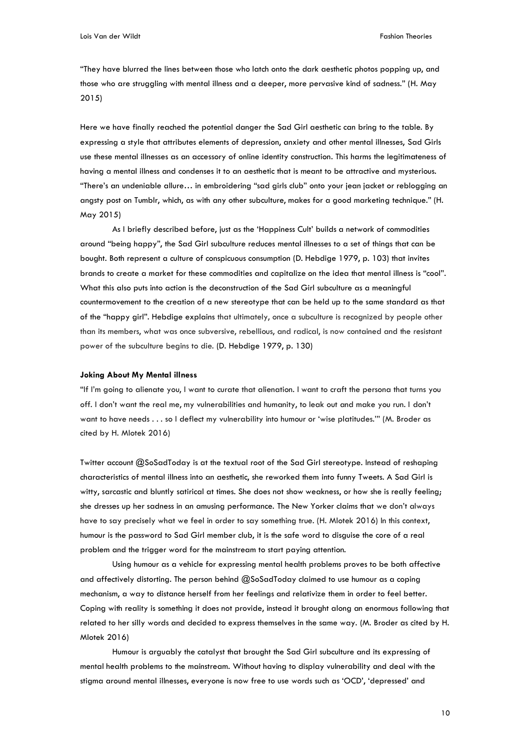"They have blurred the lines between those who latch onto the dark aesthetic photos popping up, and those who are struggling with mental illness and a deeper, more pervasive kind of sadness." (H. May 2015)

Here we have finally reached the potential danger the Sad Girl aesthetic can bring to the table. By expressing a style that attributes elements of depression, anxiety and other mental illnesses, Sad Girls use these mental illnesses as an accessory of online identity construction. This harms the legitimateness of having a mental illness and condenses it to an aesthetic that is meant to be attractive and mysterious. "There's an undeniable allure… in embroidering "sad girls club" onto your jean jacket or reblogging an angsty post on Tumblr, which, as with any other subculture, makes for a good marketing technique." (H. May 2015)

As I briefly described before, just as the 'Happiness Cult' builds a network of commodities around "being happy", the Sad Girl subculture reduces mental illnesses to a set of things that can be bought. Both represent a culture of conspicuous consumption (D. Hebdige 1979, p. 103) that invites brands to create a market for these commodities and capitalize on the idea that mental illness is "cool". What this also puts into action is the deconstruction of the Sad Girl subculture as a meaningful countermovement to the creation of a new stereotype that can be held up to the same standard as that of the "happy girl". Hebdige explains that ultimately, once a subculture is recognized by people other than its members, what was once subversive, rebellious, and radical, is now contained and the resistant power of the subculture begins to die. (D. Hebdige 1979, p. 130)

**Joking About My Mental illness**

"If I'm going to alienate you, I want to curate that alienation. I want to craft the persona that turns you off. I don't want the real me, my vulnerabilities and humanity, to leak out and make you run. I don't want to have needs . . . so I deflect my vulnerability into humour or 'wise platitudes.'" (M. Broder as cited by H. Mlotek 2016)

Twitter account @SoSadToday is at the textual root of the Sad Girl stereotype. Instead of reshaping characteristics of mental illness into an aesthetic, she reworked them into funny Tweets. A Sad Girl is witty, sarcastic and bluntly satirical at times. She does not show weakness, or how she is really feeling; she dresses up her sadness in an amusing performance. The New Yorker claims that we don't always have to say precisely what we feel in order to say something true. (H. Mlotek 2016) In this context, humour is the password to Sad Girl member club, it is the safe word to disguise the core of a real problem and the trigger word for the mainstream to start paying attention.

Using humour as a vehicle for expressing mental health problems proves to be both affective and affectively distorting. The person behind @SoSadToday claimed to use humour as a coping mechanism, a way to distance herself from her feelings and relativize them in order to feel better. Coping with reality is something it does not provide, instead it brought along an enormous following that related to her silly words and decided to express themselves in the same way. (M. Broder as cited by H. Mlotek 2016)

Humour is arguably the catalyst that brought the Sad Girl subculture and its expressing of mental health problems to the mainstream. Without having to display vulnerability and deal with the stigma around mental illnesses, everyone is now free to use words such as 'OCD', 'depressed' and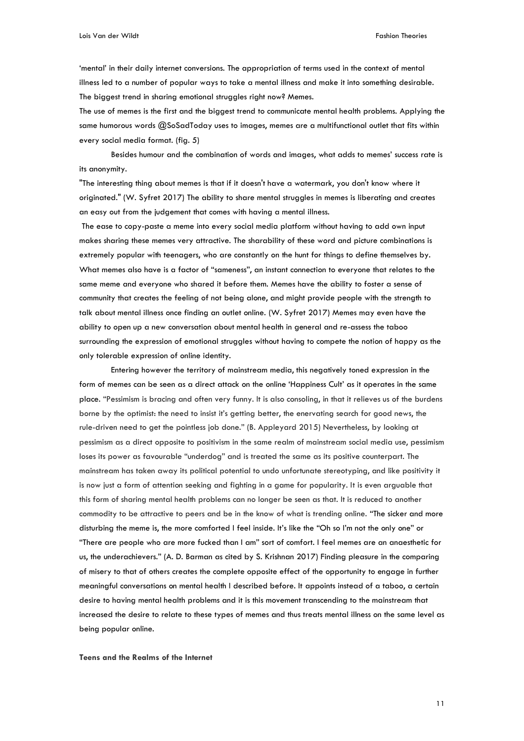'mental' in their daily internet conversions. The appropriation of terms used in the context of mental illness led to a number of popular ways to take a mental illness and make it into something desirable. The biggest trend in sharing emotional struggles right now? Memes.

The use of memes is the first and the biggest trend to communicate mental health problems. Applying the same humorous words @SoSadToday uses to images, memes are a multifunctional outlet that fits within every social media format. (fig. 5)

Besides humour and the combination of words and images, what adds to memes' success rate is its anonymity.

"The interesting thing about memes is that if it doesn't have a watermark, you don't know where it originated." (W. Syfret 2017) The ability to share mental struggles in memes is liberating and creates an easy out from the judgement that comes with having a mental illness.

The ease to copy-paste a meme into every social media platform without having to add own input makes sharing these memes very attractive. The sharability of these word and picture combinations is extremely popular with teenagers, who are constantly on the hunt for things to define themselves by. What memes also have is a factor of "sameness", an instant connection to everyone that relates to the same meme and everyone who shared it before them. Memes have the ability to foster a sense of community that creates the feeling of not being alone, and might provide people with the strength to talk about mental illness once finding an outlet online. (W. Syfret 2017) Memes may even have the ability to open up a new conversation about mental health in general and re-assess the taboo surrounding the expression of emotional struggles without having to compete the notion of happy as the only tolerable expression of online identity.

Entering however the territory of mainstream media, this negatively toned expression in the form of memes can be seen as a direct attack on the online 'Happiness Cult' as it operates in the same place. "Pessimism is bracing and often very funny. It is also consoling, in that it relieves us of the burdens borne by the optimist: the need to insist it's getting better, the enervating search for good news, the rule-driven need to get the pointless job done." (B. Appleyard 2015) Nevertheless, by looking at pessimism as a direct opposite to positivism in the same realm of mainstream social media use, pessimism loses its power as favourable "underdog" and is treated the same as its positive counterpart. The mainstream has taken away its political potential to undo unfortunate stereotyping, and like positivity it is now just a form of attention seeking and fighting in a game for popularity. It is even arguable that this form of sharing mental health problems can no longer be seen as that. It is reduced to another commodity to be attractive to peers and be in the know of what is trending online. "The sicker and more disturbing the meme is, the more comforted I feel inside. It's like the "Oh so I'm not the only one" or "There are people who are more fucked than I am" sort of comfort. I feel memes are an anaesthetic for us, the underachievers." (A. D. Barman as cited by S. Krishnan 2017) Finding pleasure in the comparing of misery to that of others creates the complete opposite effect of the opportunity to engage in further meaningful conversations on mental health I described before. It appoints instead of a taboo, a certain desire to having mental health problems and it is this movement transcending to the mainstream that increased the desire to relate to these types of memes and thus treats mental illness on the same level as being popular online.

**Teens and the Realms of the Internet**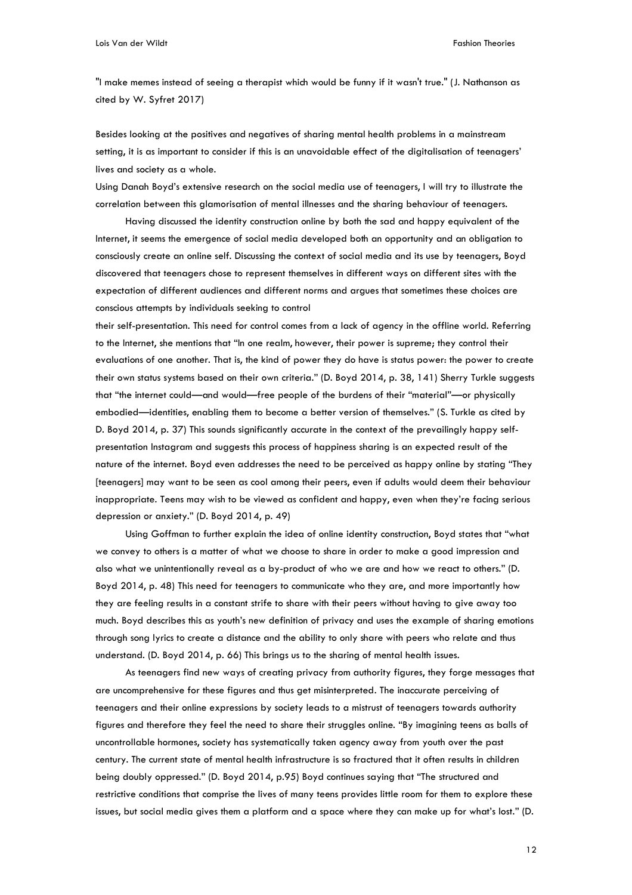"I make memes instead of seeing a therapist which would be funny if it wasn't true." (J. Nathanson as cited by W. Syfret 2017)

Besides looking at the positives and negatives of sharing mental health problems in a mainstream setting, it is as important to consider if this is an unavoidable effect of the digitalisation of teenagers' lives and society as a whole.
Using Danah Boyd's extensive research on the social media use of teenagers, I will try to illustrate the correlation between this glamorisation of mental illnesses and the sharing behaviour of teenagers.

Having discussed the identity construction online by both the sad and happy equivalent of the Internet, it seems the emergence of social media developed both an opportunity and an obligation to consciously create an online self. Discussing the context of social media and its use by teenagers, Boyd discovered that teenagers chose to represent themselves in different ways on different sites with the expectation of different audiences and different norms and argues that sometimes these choices are conscious attempts by individuals seeking to control their self-presentation. This need for control comes from a lack of agency in the offline world. Referring to the Internet, she mentions that "In one realm, however, their power is supreme; they control their evaluations of one another. That is, the kind of power they do have is status power: the power to create their own status systems based on their own criteria." (D. Boyd 2014, p. 38, 141) Sherry Turkle suggests that "the internet could—and would—free people of the burdens of their "material"—or physically embodied—identities, enabling them to become a better version of themselves." (S. Turkle as cited by D. Boyd 2014, p. 37) This sounds significantly accurate in the context of the prevailingly happy self-presentation Instagram and suggests this process of happiness sharing is an expected result of the nature of the internet. Boyd even addresses the need to be perceived as happy online by stating "They [teenagers] may want to be seen as cool among their peers, even if adults would deem their behaviour inappropriate. Teens may wish to be viewed as confident and happy, even when they're facing serious depression or anxiety." (D. Boyd 2014, p. 49)

Using Goffman to further explain the idea of online identity construction, Boyd states that "what we convey to others is a matter of what we choose to share in order to make a good impression and also what we unintentionally reveal as a by-product of who we are and how we react to others." (D. Boyd 2014, p. 48) This need for teenagers to communicate who they are, and more importantly how they are feeling results in a constant strife to share with their peers without having to give away too much. Boyd describes this as youth's new definition of privacy and uses the example of sharing emotions through song lyrics to create a distance and the ability to only share with peers who relate and thus understand. (D. Boyd 2014, p. 66) This brings us to the sharing of mental health issues.

As teenagers find new ways of creating privacy from authority figures, they forge messages that are uncomprehensive for these figures and thus get misinterpreted. The inaccurate perceiving of teenagers and their online expressions by society leads to a mistrust of teenagers towards authority figures and therefore they feel the need to share their struggles online. "By imagining teens as balls of uncontrollable hormones, society has systematically taken agency away from youth over the past century. The current state of mental health infrastructure is so fractured that it often results in children being doubly oppressed." (D. Boyd 2014, p.95) Boyd continues saying that "The structured and restrictive conditions that comprise the lives of many teens provides little room for them to explore these issues, but social media gives them a platform and a space where they can make up for what's lost." (D.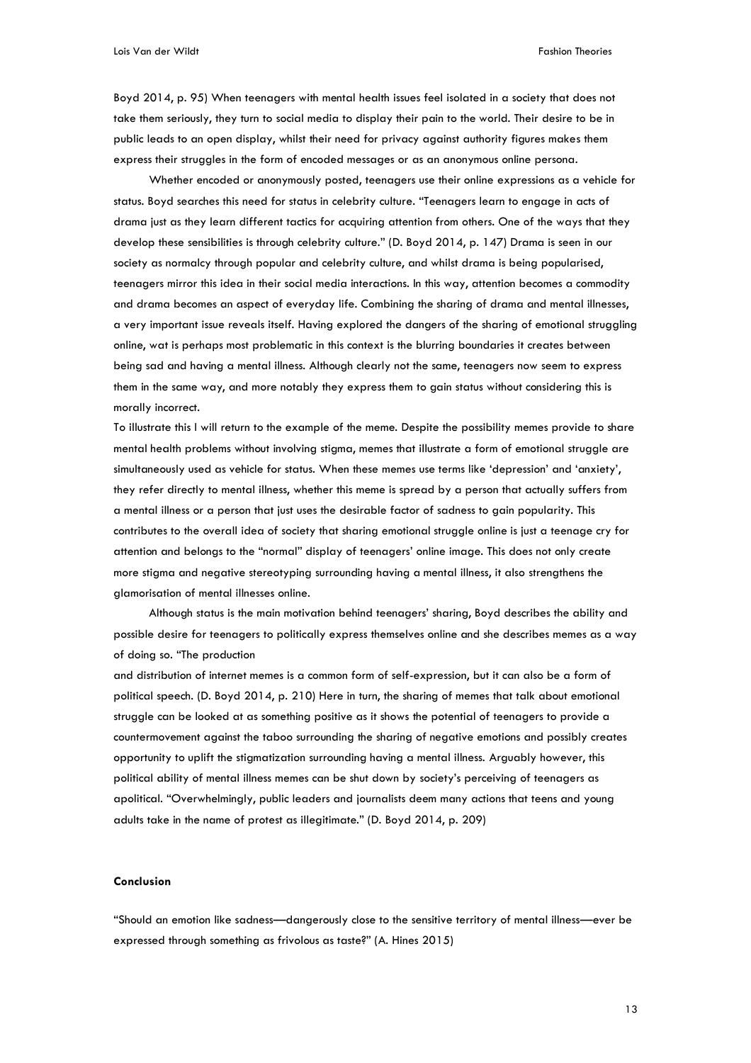Boyd 2014, p. 95) When teenagers with mental health issues feel isolated in a society that does not take them seriously, they turn to social media to display their pain to the world. Their desire to be in public leads to an open display, whilst their need for privacy against authority figures makes them express their struggles in the form of encoded messages or as an anonymous online persona.

Whether encoded or anonymously posted, teenagers use their online expressions as a vehicle for status. Boyd searches this need for status in celebrity culture. "Teenagers learn to engage in acts of drama just as they learn different tactics for acquiring attention from others. One of the ways that they develop these sensibilities is through celebrity culture." (D. Boyd 2014, p. 147) Drama is seen in our society as normalcy through popular and celebrity culture, and whilst drama is being popularised, teenagers mirror this idea in their social media interactions. In this way, attention becomes a commodity and drama becomes an aspect of everyday life. Combining the sharing of drama and mental illnesses, a very important issue reveals itself. Having explored the dangers of the sharing of emotional struggling online, wat is perhaps most problematic in this context is the blurring boundaries it creates between being sad and having a mental illness. Although clearly not the same, teenagers now seem to express them in the same way, and more notably they express them to gain status without considering this is morally incorrect.

To illustrate this I will return to the example of the meme. Despite the possibility memes provide to share mental health problems without involving stigma, memes that illustrate a form of emotional struggle are simultaneously used as vehicle for status. When these memes use terms like 'depression' and 'anxiety', they refer directly to mental illness, whether this meme is spread by a person that actually suffers from a mental illness or a person that just uses the desirable factor of sadness to gain popularity. This contributes to the overall idea of society that sharing emotional struggle online is just a teenage cry for attention and belongs to the "normal" display of teenagers' online image. This does not only create more stigma and negative stereotyping surrounding having a mental illness, it also strengthens the glamorisation of mental illnesses online.

Although status is the main motivation behind teenagers' sharing, Boyd describes the ability and possible desire for teenagers to politically express themselves online and she describes memes as a way of doing so. "The production and distribution of internet memes is a common form of self-expression, but it can also be a form of political speech. (D. Boyd 2014, p. 210) Here in turn, the sharing of memes that talk about emotional struggle can be looked at as something positive as it shows the potential of teenagers to provide a countermovement against the taboo surrounding the sharing of negative emotions and possibly creates opportunity to uplift the stigmatization surrounding having a mental illness. Arguably however, this political ability of mental illness memes can be shut down by society's perceiving of teenagers as apolitical. "Overwhelmingly, public leaders and journalists deem many actions that teens and young adults take in the name of protest as illegitimate." (D. Boyd 2014, p. 209)

## Conclusion

"Should an emotion like sadness—dangerously close to the sensitive territory of mental illness—ever be expressed through something as frivolous as taste?" (A. Hines 2015)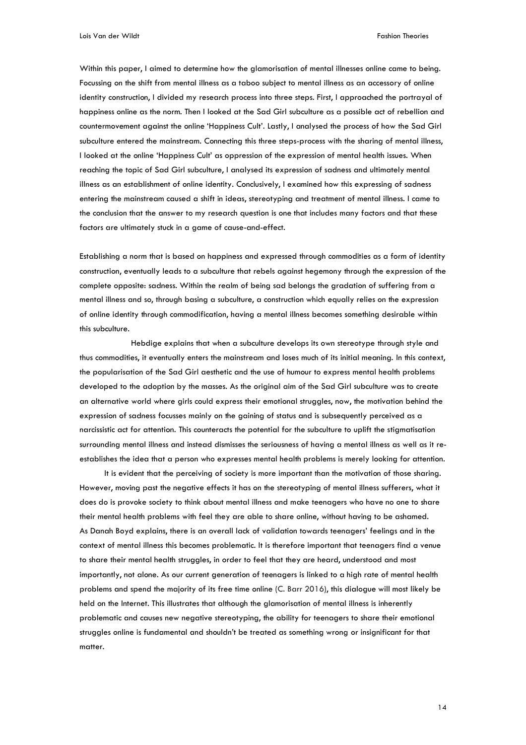Within this paper, I aimed to determine how the glamorisation of mental illnesses online came to being. Focussing on the shift from mental illness as a taboo subject to mental illness as an accessory of online identity construction, I divided my research process into three steps. First, I approached the portrayal of happiness online as the norm. Then I looked at the Sad Girl subculture as a possible act of rebellion and countermovement against the online 'Happiness Cult'. Lastly, I analysed the process of how the Sad Girl subculture entered the mainstream. Connecting this three steps-process with the sharing of mental illness, I looked at the online 'Happiness Cult' as oppression of the expression of mental health issues. When reaching the topic of Sad Girl subculture, I analysed its expression of sadness and ultimately mental illness as an establishment of online identity. Conclusively, I examined how this expressing of sadness entering the mainstream caused a shift in ideas, stereotyping and treatment of mental illness. I came to the conclusion that the answer to my research question is one that includes many factors and that these factors are ultimately stuck in a game of cause-and-effect.

Establishing a norm that is based on happiness and expressed through commodities as a form of identity construction, eventually leads to a subculture that rebels against hegemony through the expression of the complete opposite: sadness. Within the realm of being sad belongs the gradation of suffering from a mental illness and so, through basing a subculture, a construction which equally relies on the expression of online identity through commodification, having a mental illness becomes something desirable within this subculture.

Hebdige explains that when a subculture develops its own stereotype through style and thus commodities, it eventually enters the mainstream and loses much of its initial meaning. In this context, the popularisation of the Sad Girl aesthetic and the use of humour to express mental health problems developed to the adoption by the masses. As the original aim of the Sad Girl subculture was to create an alternative world where girls could express their emotional struggles, now, the motivation behind the expression of sadness focusses mainly on the gaining of status and is subsequently perceived as a narcissistic act for attention. This counteracts the potential for the subculture to uplift the stigmatisation surrounding mental illness and instead dismisses the seriousness of having a mental illness as well as it re-establishes the idea that a person who expresses mental health problems is merely looking for attention.

It is evident that the perceiving of society is more important than the motivation of those sharing. However, moving past the negative effects it has on the stereotyping of mental illness sufferers, what it does do is provoke society to think about mental illness and make teenagers who have no one to share their mental health problems with feel they are able to share online, without having to be ashamed. As Danah Boyd explains, there is an overall lack of validation towards teenagers' feelings and in the context of mental illness this becomes problematic. It is therefore important that teenagers find a venue to share their mental health struggles, in order to feel that they are heard, understood and most importantly, not alone. As our current generation of teenagers is linked to a high rate of mental health problems and spend the majority of its free time online (C. Barr 2016), this dialogue will most likely be held on the Internet. This illustrates that although the glamorisation of mental illness is inherently problematic and causes new negative stereotyping, the ability for teenagers to share their emotional struggles online is fundamental and shouldn't be treated as something wrong or insignificant for that matter.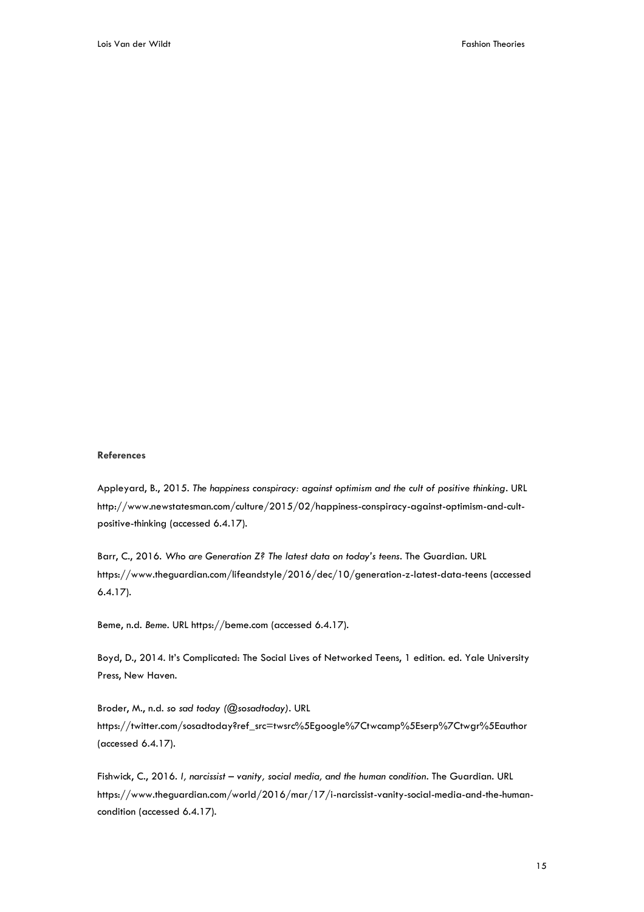**References**

Appleyard, B., 2015. *The happiness conspiracy: against optimism and the cult of positive thinking*. URL http://www.newstatesman.com/culture/2015/02/happiness-conspiracy-against-optimism-and-cult-positive-thinking (accessed 6.4.17).

Barr, C., 2016. *Who are Generation Z? The latest data on today's teens*. The Guardian. URL https://www.theguardian.com/lifeandstyle/2016/dec/10/generation-z-latest-data-teens (accessed 6.4.17).

Beme, n.d. *Beme*. URL https://beme.com (accessed 6.4.17).

Boyd, D., 2014. It's Complicated: The Social Lives of Networked Teens, 1 edition. ed. Yale University Press, New Haven.

Broder, M., n.d. *so sad today (@sosadtoday)*. URL https://twitter.com/sosadtoday?ref_src=twsrc%5Egoogle%7Ctwcamp%5Eserp%7Ctwgr%5Eauthor (accessed 6.4.17).

Fishwick, C., 2016. *I, narcissist – vanity, social media, and the human condition*. The Guardian. URL https://www.theguardian.com/world/2016/mar/17/i-narcissist-vanity-social-media-and-the-human-condition (accessed 6.4.17).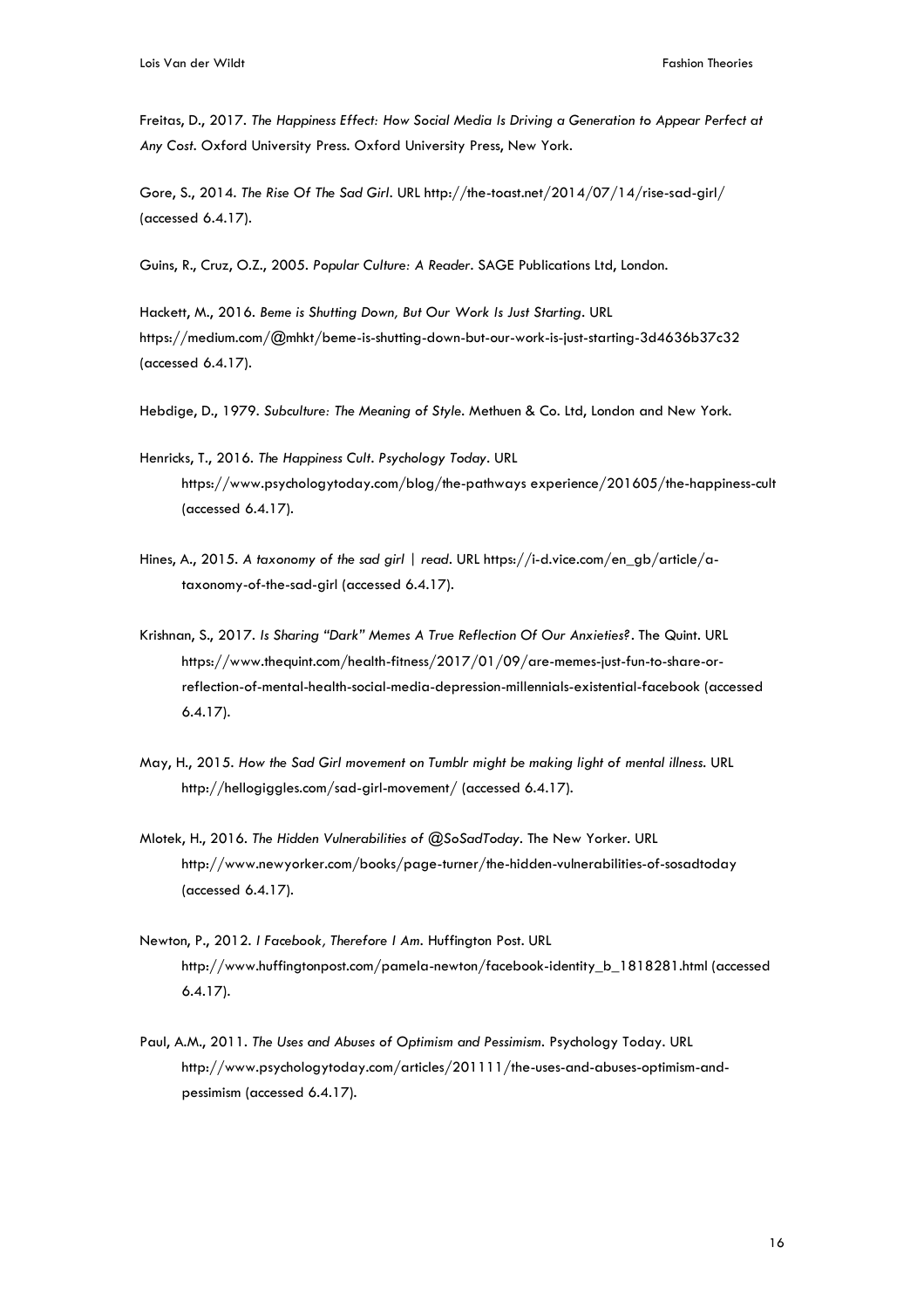Freitas, D., 2017. *The Happiness Effect: How Social Media Is Driving a Generation to Appear Perfect at Any Cost*. Oxford University Press. Oxford University Press, New York.

Gore, S., 2014. *The Rise Of The Sad Girl*. URL http://the-toast.net/2014/07/14/rise-sad-girl/ (accessed 6.4.17).

Guins, R., Cruz, O.Z., 2005. *Popular Culture: A Reader*. SAGE Publications Ltd, London.

Hackett, M., 2016. *Beme is Shutting Down, But Our Work Is Just Starting*. URL https://medium.com/@mhkt/beme-is-shutting-down-but-our-work-is-just-starting-3d4636b37c32 (accessed 6.4.17).

Hebdige, D., 1979. *Subculture: The Meaning of Style*. Methuen & Co. Ltd, London and New York.

Henricks, T., 2016. *The Happiness Cult. Psychology Today*. URL https://www.psychologytoday.com/blog/the-pathways experience/201605/the-happiness-cult (accessed 6.4.17).

Hines, A., 2015. *A taxonomy of the sad girl | read*. URL https://i-d.vice.com/en_gb/article/a-taxonomy-of-the-sad-girl (accessed 6.4.17).

Krishnan, S., 2017. *Is Sharing "Dark" Memes A True Reflection Of Our Anxieties?*. The Quint. URL https://www.thequint.com/health-fitness/2017/01/09/are-memes-just-fun-to-share-or-reflection-of-mental-health-social-media-depression-millennials-existential-facebook (accessed 6.4.17).

May, H., 2015. *How the Sad Girl movement on Tumblr might be making light of mental illness*. URL http://hellogiggles.com/sad-girl-movement/ (accessed 6.4.17).

Mlotek, H., 2016. *The Hidden Vulnerabilities of @SoSadToday*. The New Yorker. URL http://www.newyorker.com/books/page-turner/the-hidden-vulnerabilities-of-sosadtoday (accessed 6.4.17).

Newton, P., 2012. *I Facebook, Therefore I Am*. Huffington Post. URL http://www.huffingtonpost.com/pamela-newton/facebook-identity_b_1818281.html (accessed 6.4.17).

Paul, A.M., 2011. *The Uses and Abuses of Optimism and Pessimism*. Psychology Today. URL http://www.psychologytoday.com/articles/201111/the-uses-and-abuses-optimism-and-pessimism (accessed 6.4.17).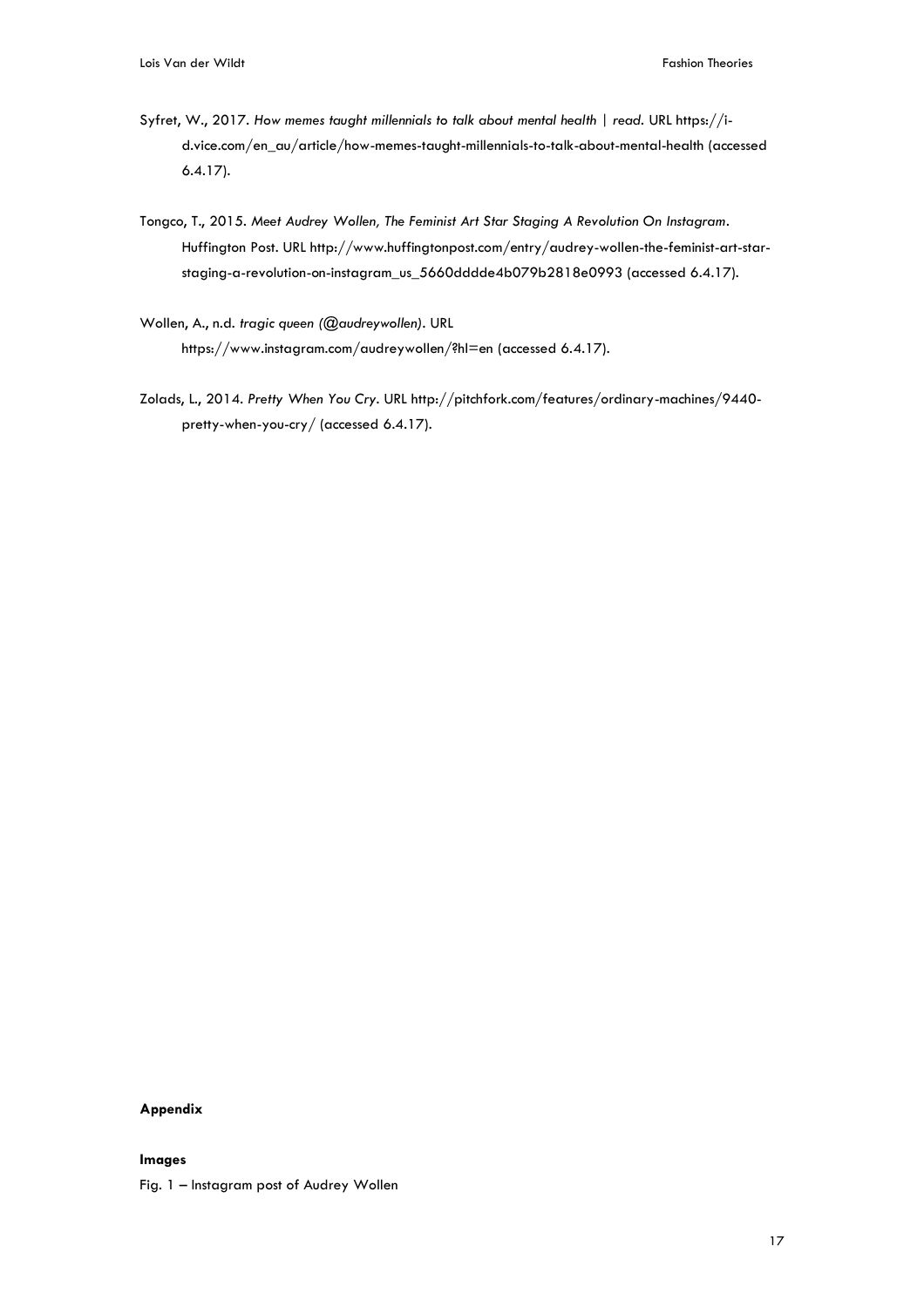Syfret, W., 2017. *How memes taught millennials to talk about mental health | read*. URL https://i-d.vice.com/en_au/article/how-memes-taught-millennials-to-talk-about-mental-health (accessed 6.4.17).

Tongco, T., 2015. *Meet Audrey Wollen, The Feminist Art Star Staging A Revolution On Instagram*. Huffington Post. URL http://www.huffingtonpost.com/entry/audrey-wollen-the-feminist-art-star-staging-a-revolution-on-instagram_us_5660dddde4b079b2818e0993 (accessed 6.4.17).

Wollen, A., n.d. *tragic queen (@audreywollen)*. URL https://www.instagram.com/audreywollen/?hl=en (accessed 6.4.17).

Zolads, L., 2014. *Pretty When You Cry*. URL http://pitchfork.com/features/ordinary-machines/9440-pretty-when-you-cry/ (accessed 6.4.17).

**Appendix**

**Images**

Fig. 1 – Instagram post of Audrey Wollen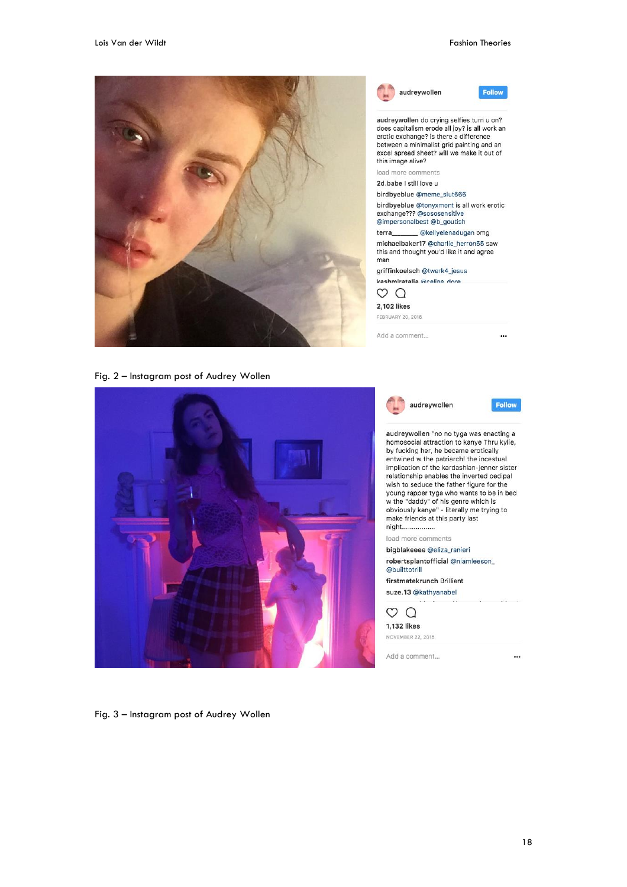Fig. 2 – Instagram post of Audrey Wollen

Fig. 3 – Instagram post of Audrey Wollen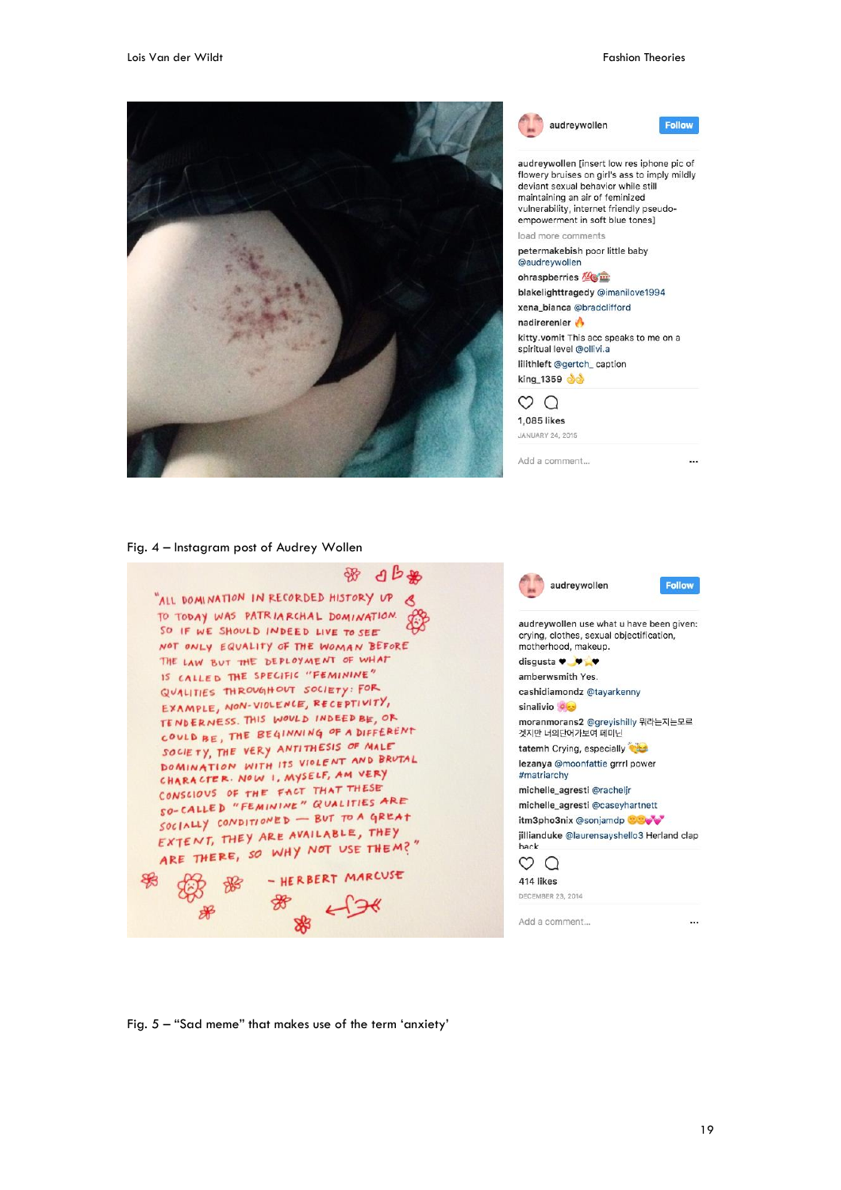Fig. 4 – Instagram post of Audrey Wollen

Fig. 5 – "Sad meme" that makes use of the term 'anxiety'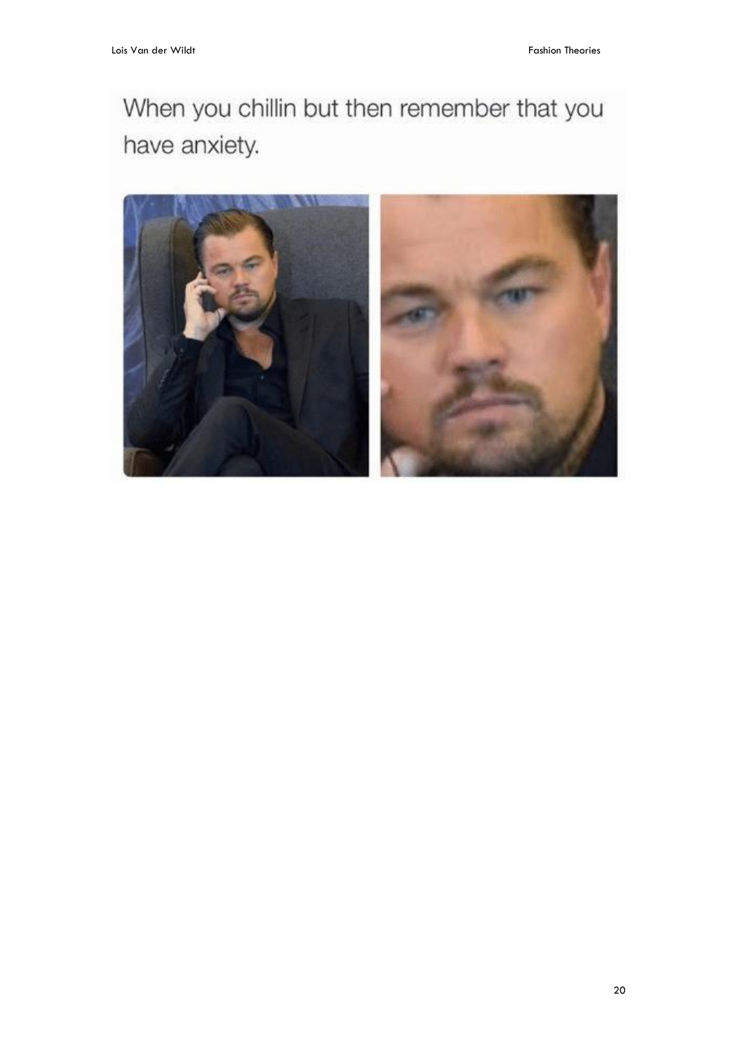When you chillin but then remember that you have anxiety.